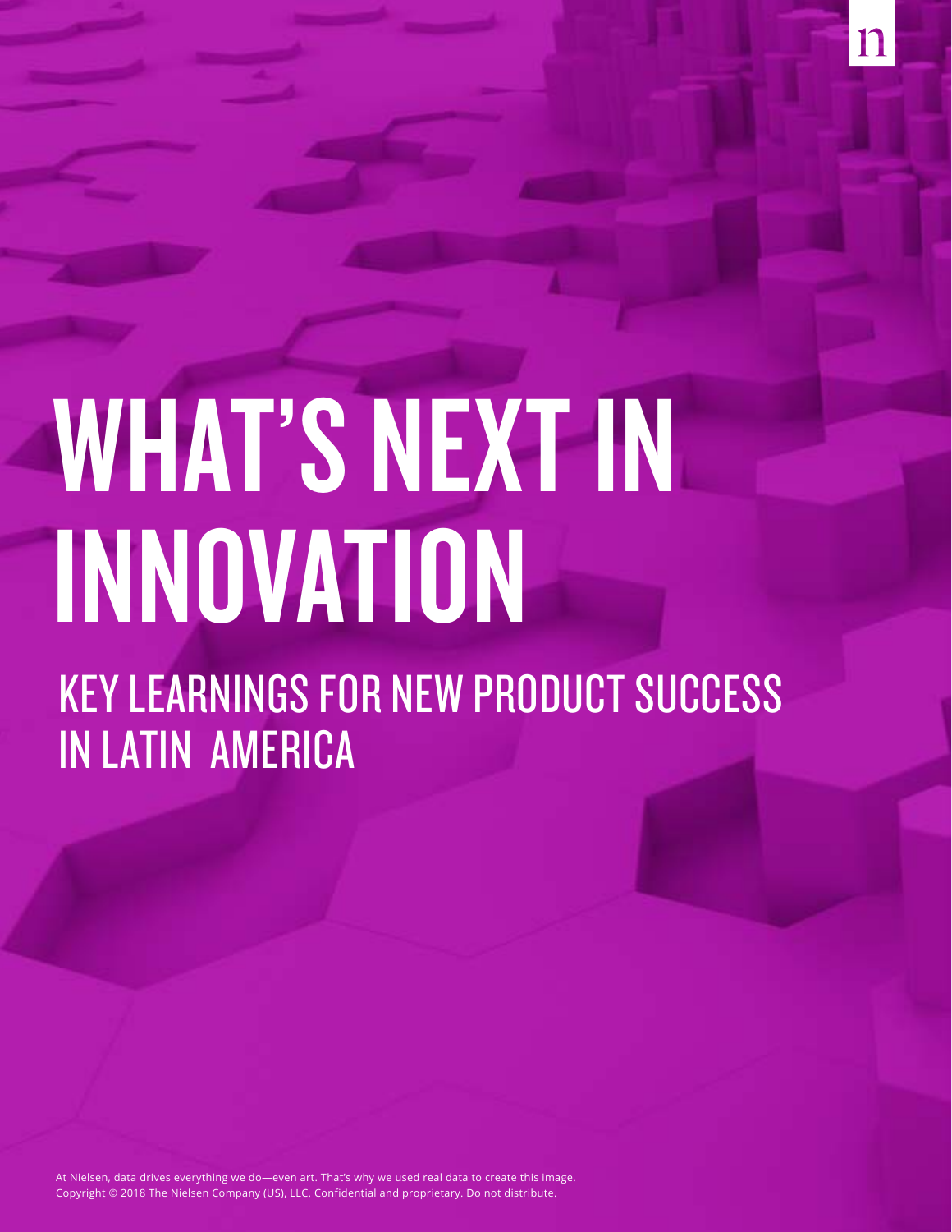# WHAT'S NEXT IN INNOVATION

## KEY LEARNINGS FOR NEW PRODUCT SUCCESS IN LATIN AMERICA

At Nielsen, data drives everything we do—even art. That's why we used real data to create this image.
Copyright © 2018 The Nielsen Company (US), LLC. Confidential and proprietary. Do not distribute.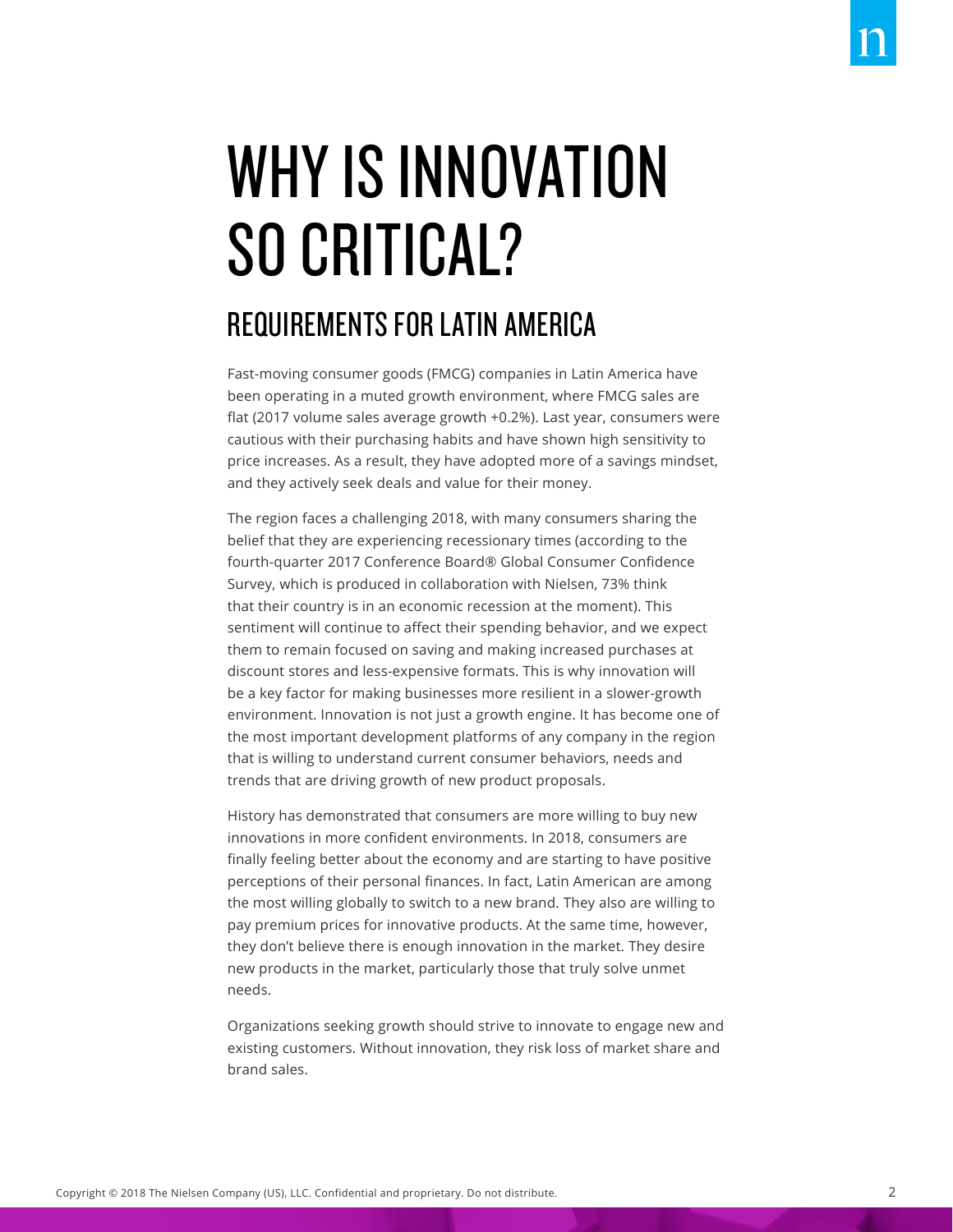# WHY IS INNOVATION SO CRITICAL?

## REQUIREMENTS FOR LATIN AMERICA

Fast-moving consumer goods (FMCG) companies in Latin America have been operating in a muted growth environment, where FMCG sales are flat (2017 volume sales average growth +0.2%). Last year, consumers were cautious with their purchasing habits and have shown high sensitivity to price increases. As a result, they have adopted more of a savings mindset, and they actively seek deals and value for their money.

The region faces a challenging 2018, with many consumers sharing the belief that they are experiencing recessionary times (according to the fourth-quarter 2017 Conference Board® Global Consumer Confidence Survey, which is produced in collaboration with Nielsen, 73% think that their country is in an economic recession at the moment). This sentiment will continue to affect their spending behavior, and we expect them to remain focused on saving and making increased purchases at discount stores and less-expensive formats. This is why innovation will be a key factor for making businesses more resilient in a slower-growth environment. Innovation is not just a growth engine. It has become one of the most important development platforms of any company in the region that is willing to understand current consumer behaviors, needs and trends that are driving growth of new product proposals.

History has demonstrated that consumers are more willing to buy new innovations in more confident environments. In 2018, consumers are finally feeling better about the economy and are starting to have positive perceptions of their personal finances. In fact, Latin American are among the most willing globally to switch to a new brand. They also are willing to pay premium prices for innovative products. At the same time, however, they don't believe there is enough innovation in the market. They desire new products in the market, particularly those that truly solve unmet needs.

Organizations seeking growth should strive to innovate to engage new and existing customers. Without innovation, they risk loss of market share and brand sales.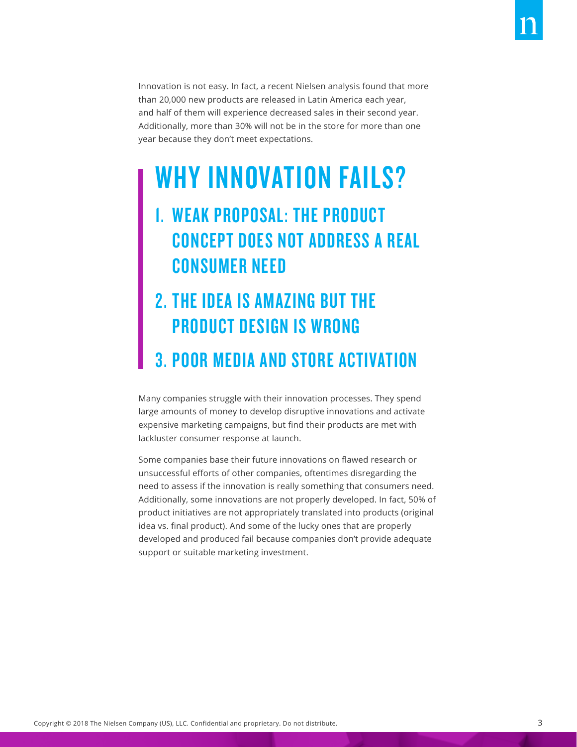Innovation is not easy. In fact, a recent Nielsen analysis found that more than 20,000 new products are released in Latin America each year, and half of them will experience decreased sales in their second year. Additionally, more than 30% will not be in the store for more than one year because they don't meet expectations.

# WHY INNOVATION FAILS?

1. **WEAK PROPOSAL: THE PRODUCT CONCEPT DOES NOT ADDRESS A REAL CONSUMER NEED**
2. **THE IDEA IS AMAZING BUT THE PRODUCT DESIGN IS WRONG**
3. **POOR MEDIA AND STORE ACTIVATION**

Many companies struggle with their innovation processes. They spend large amounts of money to develop disruptive innovations and activate expensive marketing campaigns, but find their products are met with lackluster consumer response at launch.

Some companies base their future innovations on flawed research or unsuccessful efforts of other companies, oftentimes disregarding the need to assess if the innovation is really something that consumers need. Additionally, some innovations are not properly developed. In fact, 50% of product initiatives are not appropriately translated into products (original idea vs. final product). And some of the lucky ones that are properly developed and produced fail because companies don't provide adequate support or suitable marketing investment.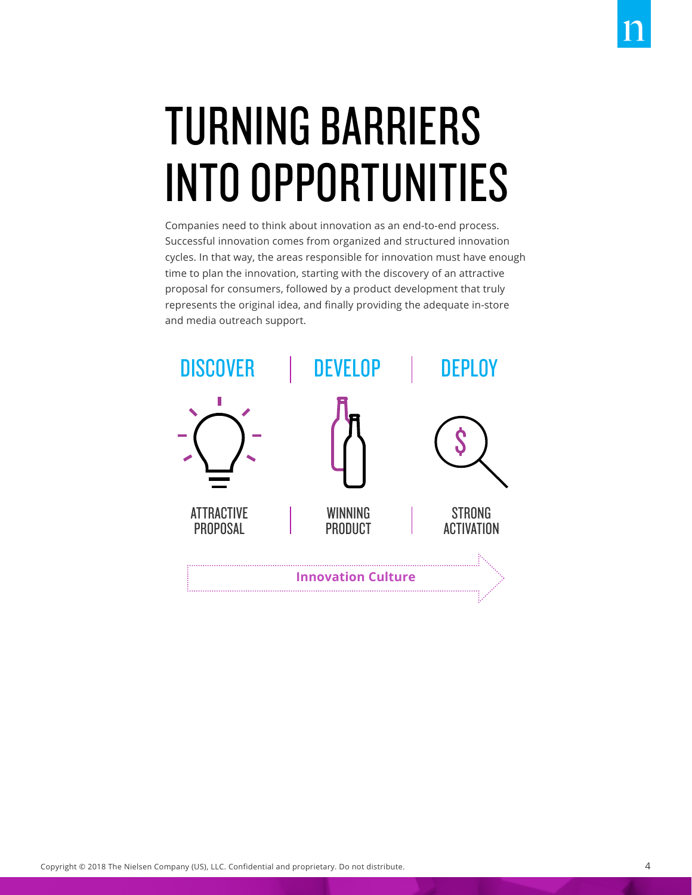# TURNING BARRIERS INTO OPPORTUNITIES

Companies need to think about innovation as an end-to-end process. Successful innovation comes from organized and structured innovation cycles. In that way, the areas responsible for innovation must have enough time to plan the innovation, starting with the discovery of an attractive proposal for consumers, followed by a product development that truly represents the original idea, and finally providing the adequate in-store and media outreach support.

| DISCOVER | DEVELOP | DEPLOY |
| --- | --- | --- |
| ATTRACTIVE PROPOSAL | WINNING PRODUCT | STRONG ACTIVATION |

**Innovation Culture**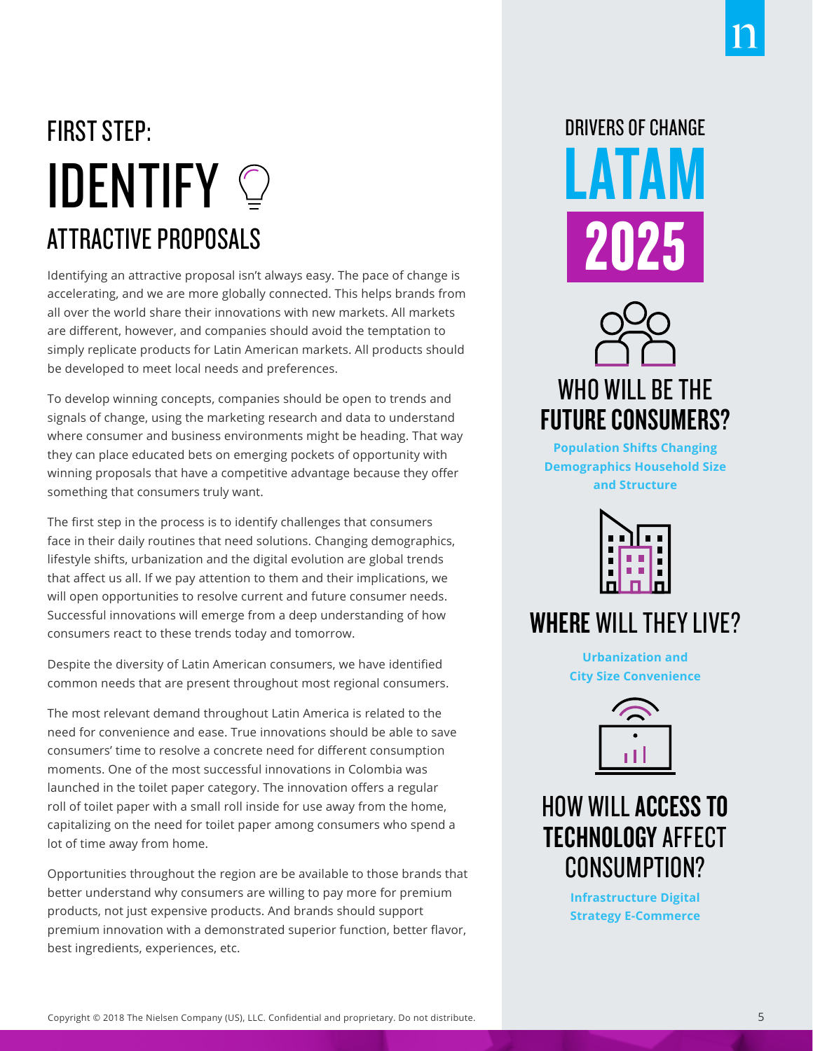# FIRST STEP: IDENTIFY

## ATTRACTIVE PROPOSALS

Identifying an attractive proposal isn't always easy. The pace of change is accelerating, and we are more globally connected. This helps brands from all over the world share their innovations with new markets. All markets are different, however, and companies should avoid the temptation to simply replicate products for Latin American markets. All products should be developed to meet local needs and preferences.

To develop winning concepts, companies should be open to trends and signals of change, using the marketing research and data to understand where consumer and business environments might be heading. That way they can place educated bets on emerging pockets of opportunity with winning proposals that have a competitive advantage because they offer something that consumers truly want.

The first step in the process is to identify challenges that consumers face in their daily routines that need solutions. Changing demographics, lifestyle shifts, urbanization and the digital evolution are global trends that affect us all. If we pay attention to them and their implications, we will open opportunities to resolve current and future consumer needs. Successful innovations will emerge from a deep understanding of how consumers react to these trends today and tomorrow.

Despite the diversity of Latin American consumers, we have identified common needs that are present throughout most regional consumers.

The most relevant demand throughout Latin America is related to the need for convenience and ease. True innovations should be able to save consumers' time to resolve a concrete need for different consumption moments. One of the most successful innovations in Colombia was launched in the toilet paper category. The innovation offers a regular roll of toilet paper with a small roll inside for use away from the home, capitalizing on the need for toilet paper among consumers who spend a lot of time away from home.

Opportunities throughout the region are be available to those brands that better understand why consumers are willing to pay more for premium products, not just expensive products. And brands should support premium innovation with a demonstrated superior function, better flavor, best ingredients, experiences, etc.

## DRIVERS OF CHANGE LATAM 2025

### WHO WILL BE THE FUTURE CONSUMERS?

**Population Shifts Changing Demographics Household Size and Structure**

### WHERE WILL THEY LIVE?

**Urbanization and City Size Convenience**

### HOW WILL ACCESS TO TECHNOLOGY AFFECT CONSUMPTION?

**Infrastructure Digital Strategy E-Commerce**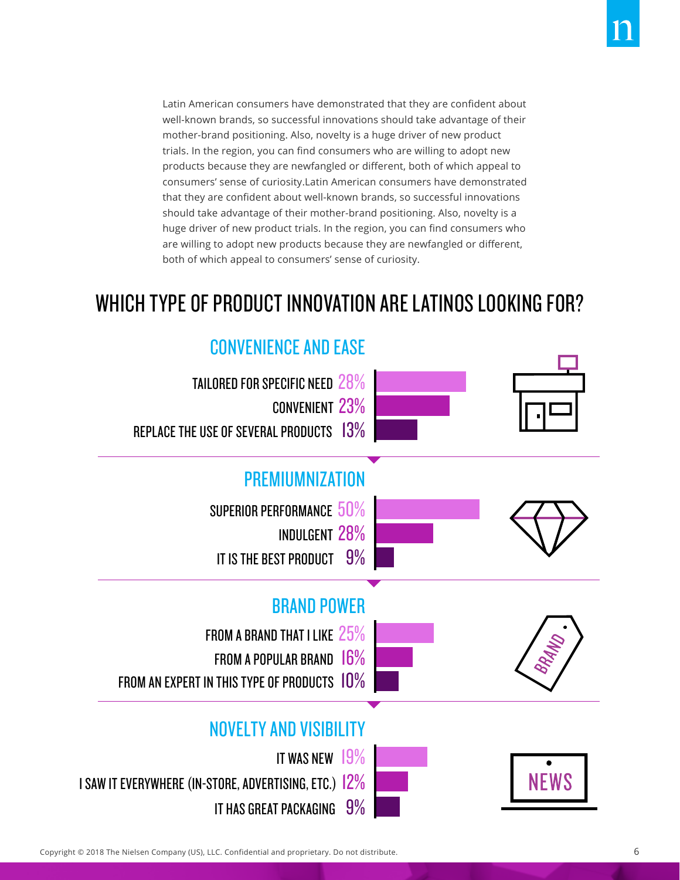Latin American consumers have demonstrated that they are confident about well-known brands, so successful innovations should take advantage of their mother-brand positioning. Also, novelty is a huge driver of new product trials. In the region, you can find consumers who are willing to adopt new products because they are newfangled or different, both of which appeal to consumers' sense of curiosity.Latin American consumers have demonstrated that they are confident about well-known brands, so successful innovations should take advantage of their mother-brand positioning. Also, novelty is a huge driver of new product trials. In the region, you can find consumers who are willing to adopt new products because they are newfangled or different, both of which appeal to consumers' sense of curiosity.

## WHICH TYPE OF PRODUCT INNOVATION ARE LATINOS LOOKING FOR?

### CONVENIENCE AND EASE

| | |
|---|---|
| TAILORED FOR SPECIFIC NEED | 28% |
| CONVENIENT | 23% |
| REPLACE THE USE OF SEVERAL PRODUCTS | 13% |

### PREMIUMNIZATION

| | |
|---|---|
| SUPERIOR PERFORMANCE | 50% |
| INDULGENT | 28% |
| IT IS THE BEST PRODUCT | 9% |

### BRAND POWER

| | |
|---|---|
| FROM A BRAND THAT I LIKE | 25% |
| FROM A POPULAR BRAND | 16% |
| FROM AN EXPERT IN THIS TYPE OF PRODUCTS | 10% |

### NOVELTY AND VISIBILITY

| | |
|---|---|
| IT WAS NEW | 19% |
| I SAW IT EVERYWHERE (IN-STORE, ADVERTISING, ETC.) | 12% |
| IT HAS GREAT PACKAGING | 9% |

Copyright © 2018 The Nielsen Company (US), LLC. Confidential and proprietary. Do not distribute.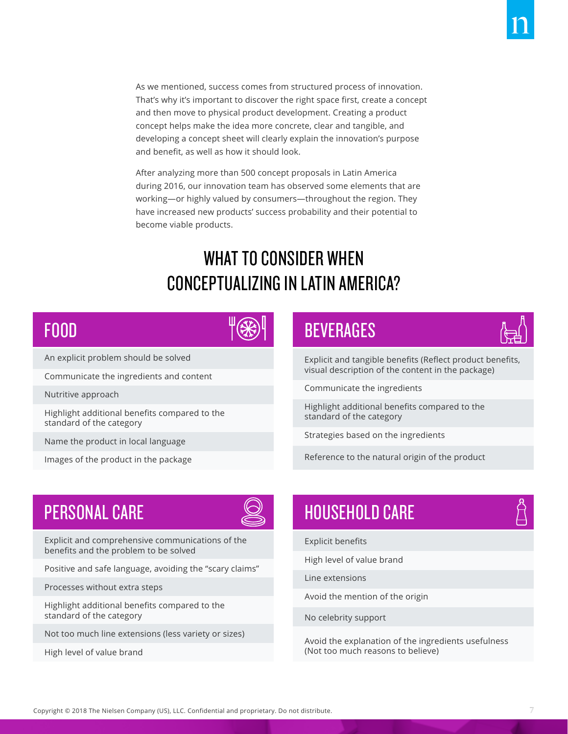As we mentioned, success comes from structured process of innovation. That's why it's important to discover the right space first, create a concept and then move to physical product development. Creating a product concept helps make the idea more concrete, clear and tangible, and developing a concept sheet will clearly explain the innovation's purpose and benefit, as well as how it should look.

After analyzing more than 500 concept proposals in Latin America during 2016, our innovation team has observed some elements that are working—or highly valued by consumers—throughout the region. They have increased new products' success probability and their potential to become viable products.

## WHAT TO CONSIDER WHEN CONCEPTUALIZING IN LATIN AMERICA?

### FOOD

- An explicit problem should be solved
- Communicate the ingredients and content
- Nutritive approach
- Highlight additional benefits compared to the standard of the category
- Name the product in local language
- Images of the product in the package

### BEVERAGES

- Explicit and tangible benefits (Reflect product benefits, visual description of the content in the package)
- Communicate the ingredients
- Highlight additional benefits compared to the standard of the category
- Strategies based on the ingredients
- Reference to the natural origin of the product

### PERSONAL CARE

- Explicit and comprehensive communications of the benefits and the problem to be solved
- Positive and safe language, avoiding the "scary claims"
- Processes without extra steps
- Highlight additional benefits compared to the standard of the category
- Not too much line extensions (less variety or sizes)
- High level of value brand

### HOUSEHOLD CARE

- Explicit benefits
- High level of value brand
- Line extensions
- Avoid the mention of the origin
- No celebrity support
- Avoid the explanation of the ingredients usefulness (Not too much reasons to believe)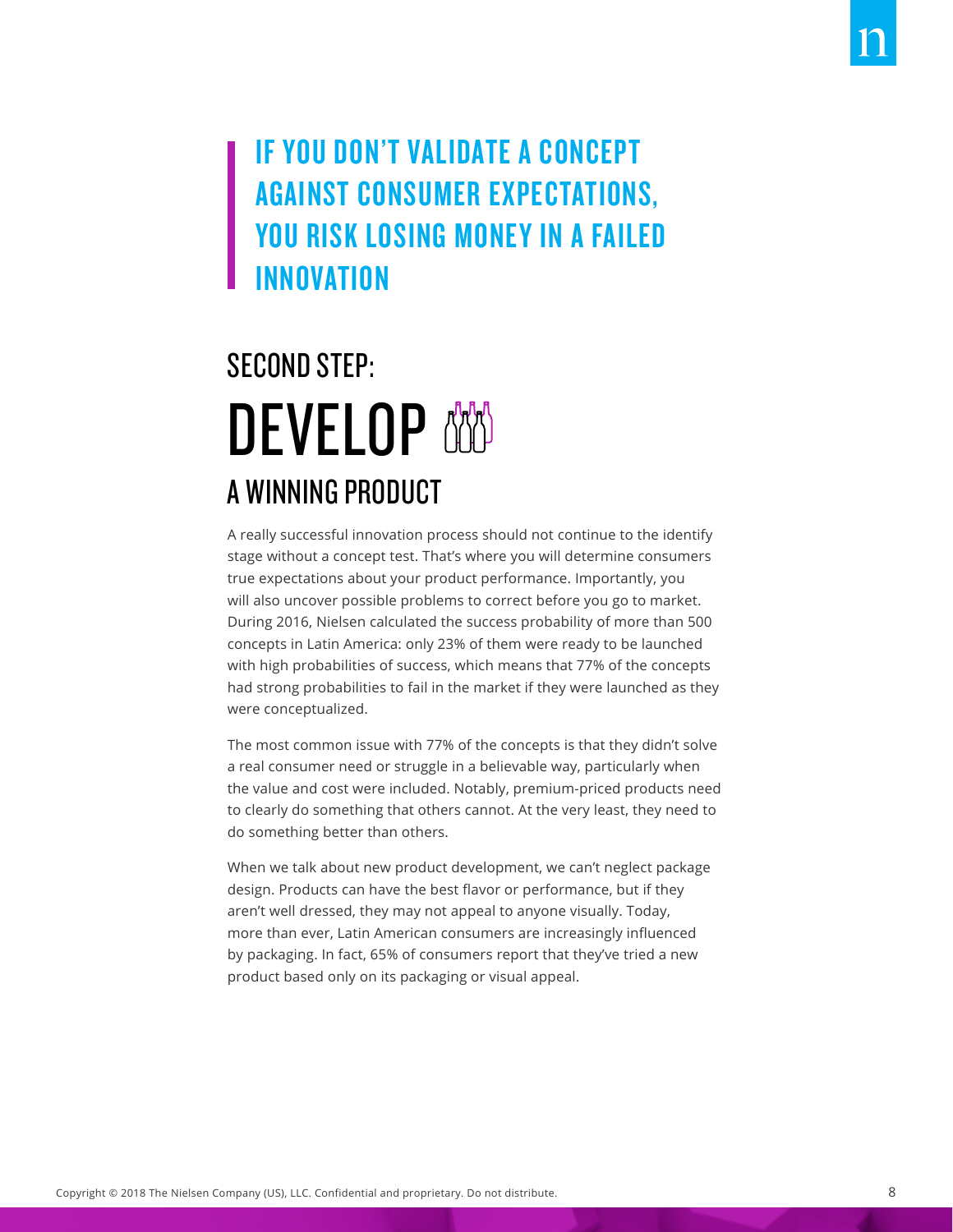> **IF YOU DON'T VALIDATE A CONCEPT AGAINST CONSUMER EXPECTATIONS, YOU RISK LOSING MONEY IN A FAILED INNOVATION**

## SECOND STEP:

# DEVELOP

## A WINNING PRODUCT

A really successful innovation process should not continue to the identify stage without a concept test. That's where you will determine consumers true expectations about your product performance. Importantly, you will also uncover possible problems to correct before you go to market. During 2016, Nielsen calculated the success probability of more than 500 concepts in Latin America: only 23% of them were ready to be launched with high probabilities of success, which means that 77% of the concepts had strong probabilities to fail in the market if they were launched as they were conceptualized.

The most common issue with 77% of the concepts is that they didn't solve a real consumer need or struggle in a believable way, particularly when the value and cost were included. Notably, premium-priced products need to clearly do something that others cannot. At the very least, they need to do something better than others.

When we talk about new product development, we can't neglect package design. Products can have the best flavor or performance, but if they aren't well dressed, they may not appeal to anyone visually. Today, more than ever, Latin American consumers are increasingly influenced by packaging. In fact, 65% of consumers report that they've tried a new product based only on its packaging or visual appeal.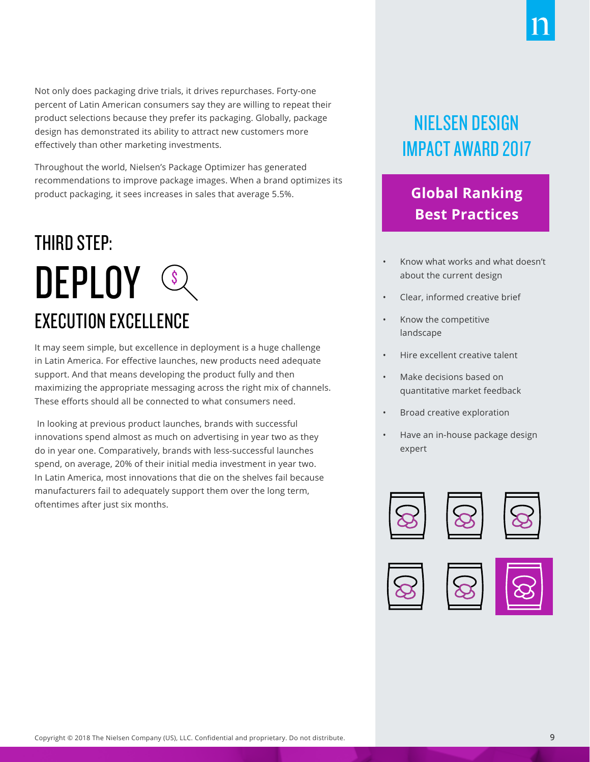Not only does packaging drive trials, it drives repurchases. Forty-one percent of Latin American consumers say they are willing to repeat their product selections because they prefer its packaging. Globally, package design has demonstrated its ability to attract new customers more effectively than other marketing investments.

Throughout the world, Nielsen's Package Optimizer has generated recommendations to improve package images. When a brand optimizes its product packaging, it sees increases in sales that average 5.5%.

## THIRD STEP:

# DEPLOY

## EXECUTION EXCELLENCE

It may seem simple, but excellence in deployment is a huge challenge in Latin America. For effective launches, new products need adequate support. And that means developing the product fully and then maximizing the appropriate messaging across the right mix of channels. These efforts should all be connected to what consumers need.

In looking at previous product launches, brands with successful innovations spend almost as much on advertising in year two as they do in year one. Comparatively, brands with less-successful launches spend, on average, 20% of their initial media investment in year two. In Latin America, most innovations that die on the shelves fail because manufacturers fail to adequately support them over the long term, oftentimes after just six months.

## NIELSEN DESIGN IMPACT AWARD 2017

### Global Ranking Best Practices

- Know what works and what doesn't about the current design
- Clear, informed creative brief
- Know the competitive landscape
- Hire excellent creative talent
- Make decisions based on quantitative market feedback
- Broad creative exploration
- Have an in-house package design expert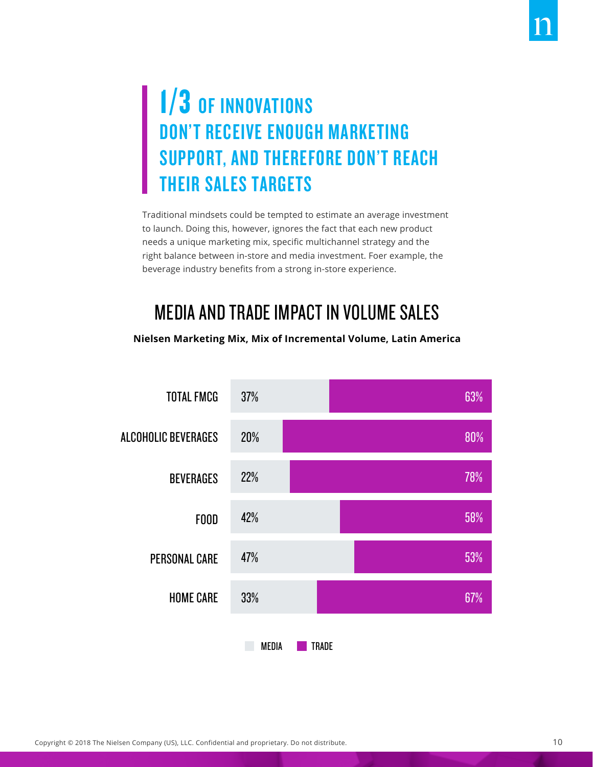# 1/3 OF INNOVATIONS DON'T RECEIVE ENOUGH MARKETING SUPPORT, AND THEREFORE DON'T REACH THEIR SALES TARGETS

Traditional mindsets could be tempted to estimate an average investment to launch. Doing this, however, ignores the fact that each new product needs a unique marketing mix, specific multichannel strategy and the right balance between in-store and media investment. Foer example, the beverage industry benefits from a strong in-store experience.

## MEDIA AND TRADE IMPACT IN VOLUME SALES

**Nielsen Marketing Mix, Mix of Incremental Volume, Latin America**

| | MEDIA | TRADE |
|---|---|---|
| TOTAL FMCG | 37% | 63% |
| ALCOHOLIC BEVERAGES | 20% | 80% |
| BEVERAGES | 22% | 78% |
| FOOD | 42% | 58% |
| PERSONAL CARE | 47% | 53% |
| HOME CARE | 33% | 67% |

Copyright © 2018 The Nielsen Company (US), LLC. Confidential and proprietary. Do not distribute.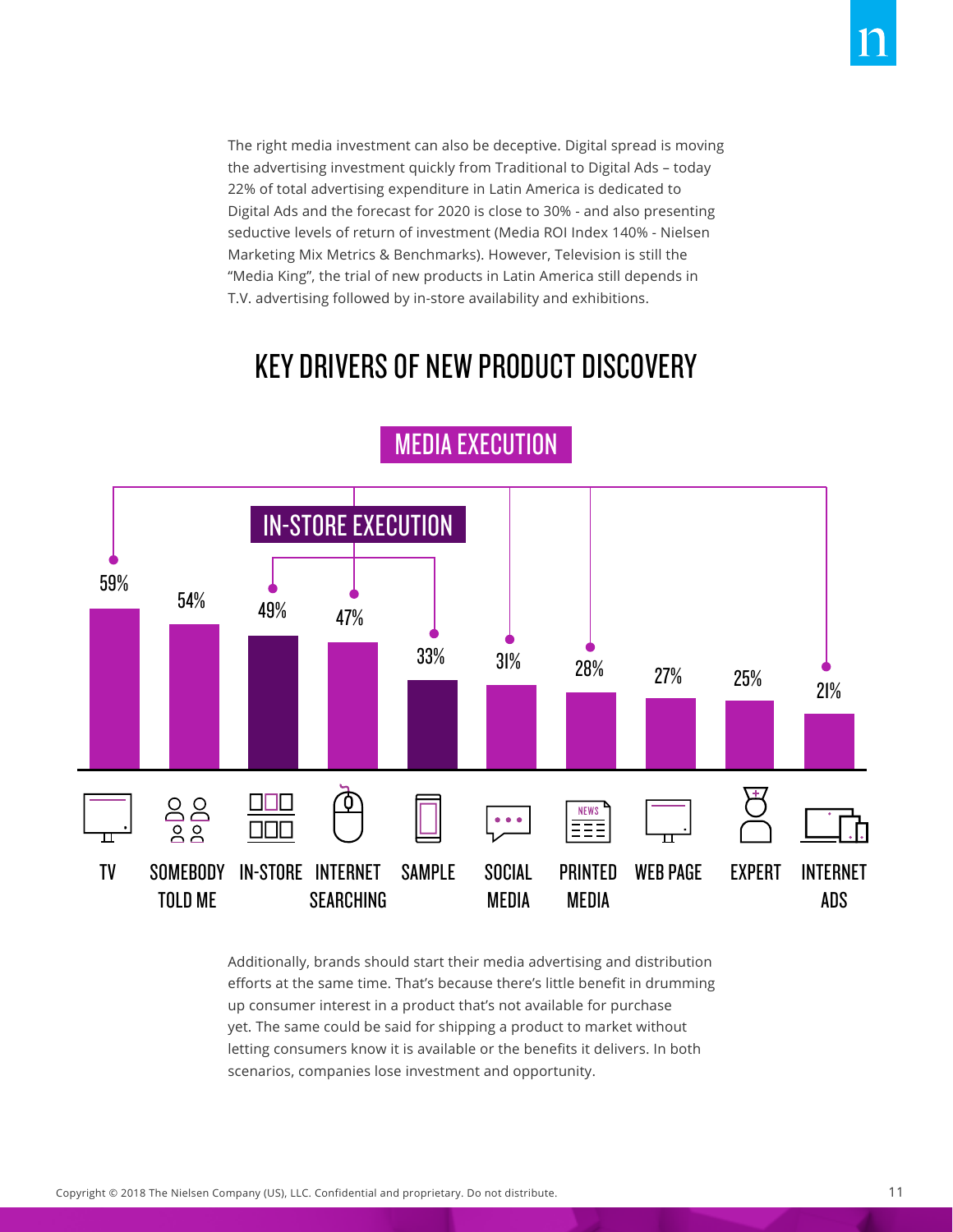The right media investment can also be deceptive. Digital spread is moving the advertising investment quickly from Traditional to Digital Ads – today 22% of total advertising expenditure in Latin America is dedicated to Digital Ads and the forecast for 2020 is close to 30% - and also presenting seductive levels of return of investment (Media ROI Index 140% - Nielsen Marketing Mix Metrics & Benchmarks). However, Television is still the "Media King", the trial of new products in Latin America still depends in T.V. advertising followed by in-store availability and exhibitions.

## KEY DRIVERS OF NEW PRODUCT DISCOVERY

MEDIA EXECUTION

IN-STORE EXECUTION

| Driver | % |
|---|---|
| TV | 59% |
| SOMEBODY TOLD ME | 54% |
| IN-STORE | 49% |
| INTERNET SEARCHING | 47% |
| SAMPLE | 33% |
| SOCIAL MEDIA | 31% |
| PRINTED MEDIA | 28% |
| WEB PAGE | 27% |
| EXPERT | 25% |
| INTERNET ADS | 21% |

Additionally, brands should start their media advertising and distribution efforts at the same time. That's because there's little benefit in drumming up consumer interest in a product that's not available for purchase yet. The same could be said for shipping a product to market without letting consumers know it is available or the benefits it delivers. In both scenarios, companies lose investment and opportunity.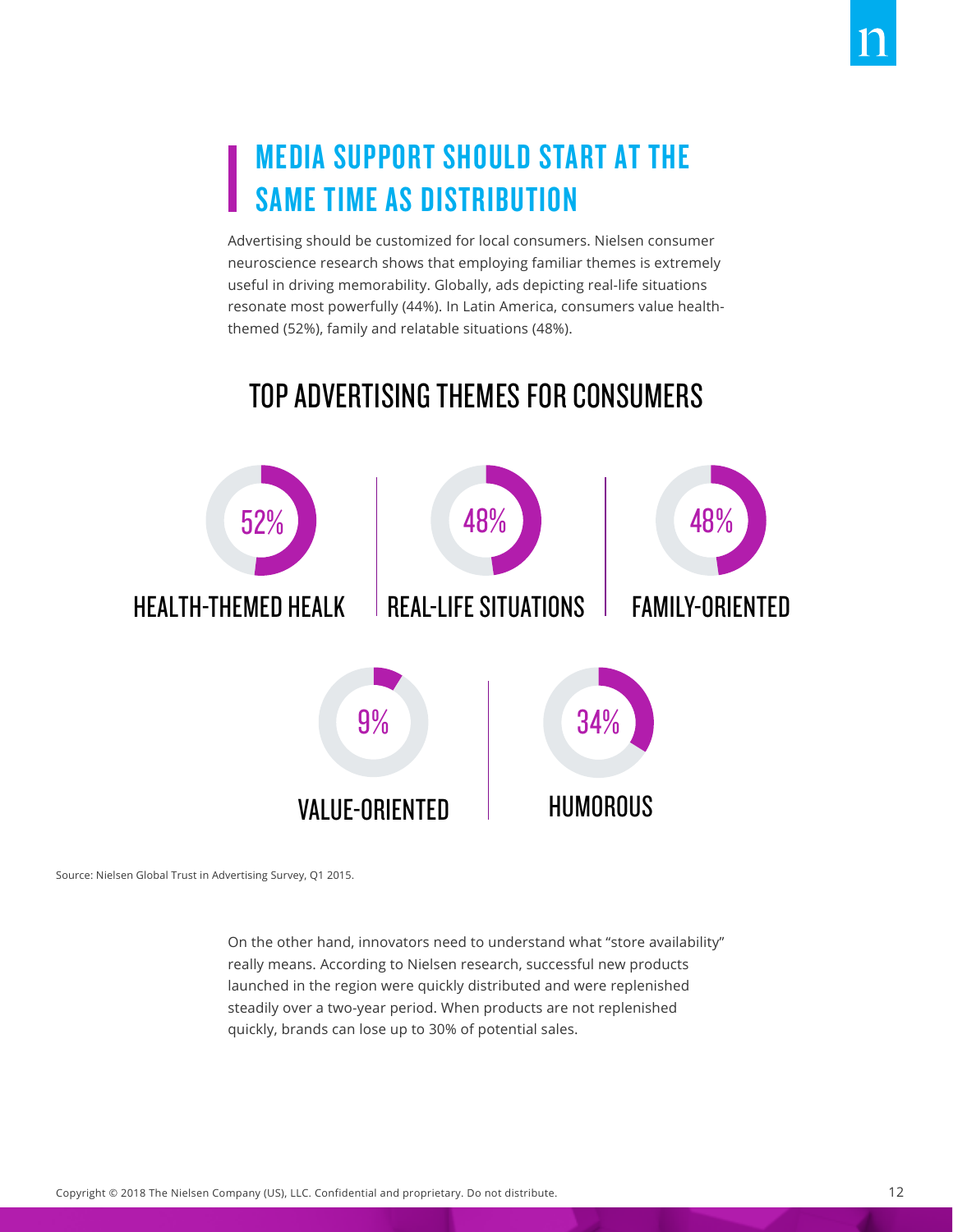## MEDIA SUPPORT SHOULD START AT THE SAME TIME AS DISTRIBUTION

Advertising should be customized for local consumers. Nielsen consumer neuroscience research shows that employing familiar themes is extremely useful in driving memorability. Globally, ads depicting real-life situations resonate most powerfully (44%). In Latin America, consumers value health-themed (52%), family and relatable situations (48%).

### TOP ADVERTISING THEMES FOR CONSUMERS

| Theme | Percentage |
| --- | --- |
| HEALTH-THEMED HEALK | 52% |
| REAL-LIFE SITUATIONS | 48% |
| FAMILY-ORIENTED | 48% |
| VALUE-ORIENTED | 9% |
| HUMOROUS | 34% |

Source: Nielsen Global Trust in Advertising Survey, Q1 2015.

On the other hand, innovators need to understand what "store availability" really means. According to Nielsen research, successful new products launched in the region were quickly distributed and were replenished steadily over a two-year period. When products are not replenished quickly, brands can lose up to 30% of potential sales.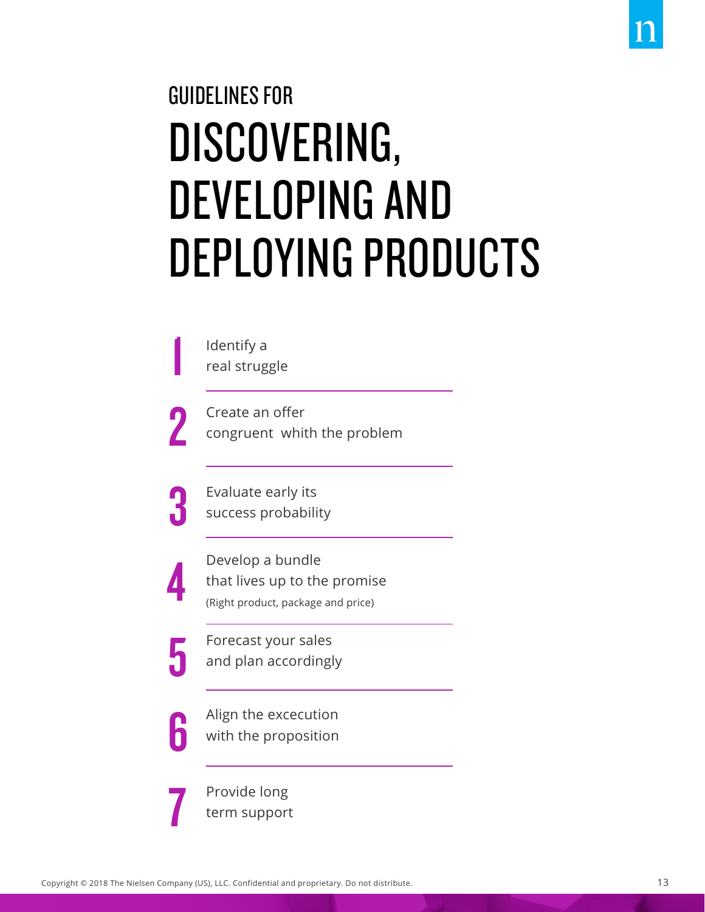# GUIDELINES FOR DISCOVERING, DEVELOPING AND DEPLOYING PRODUCTS

1. Identify a real struggle
2. Create an offer congruent whith the problem
3. Evaluate early its success probability
4. Develop a bundle that lives up to the promise
   (Right product, package and price)
5. Forecast your sales and plan accordingly
6. Align the excecution with the proposition
7. Provide long term support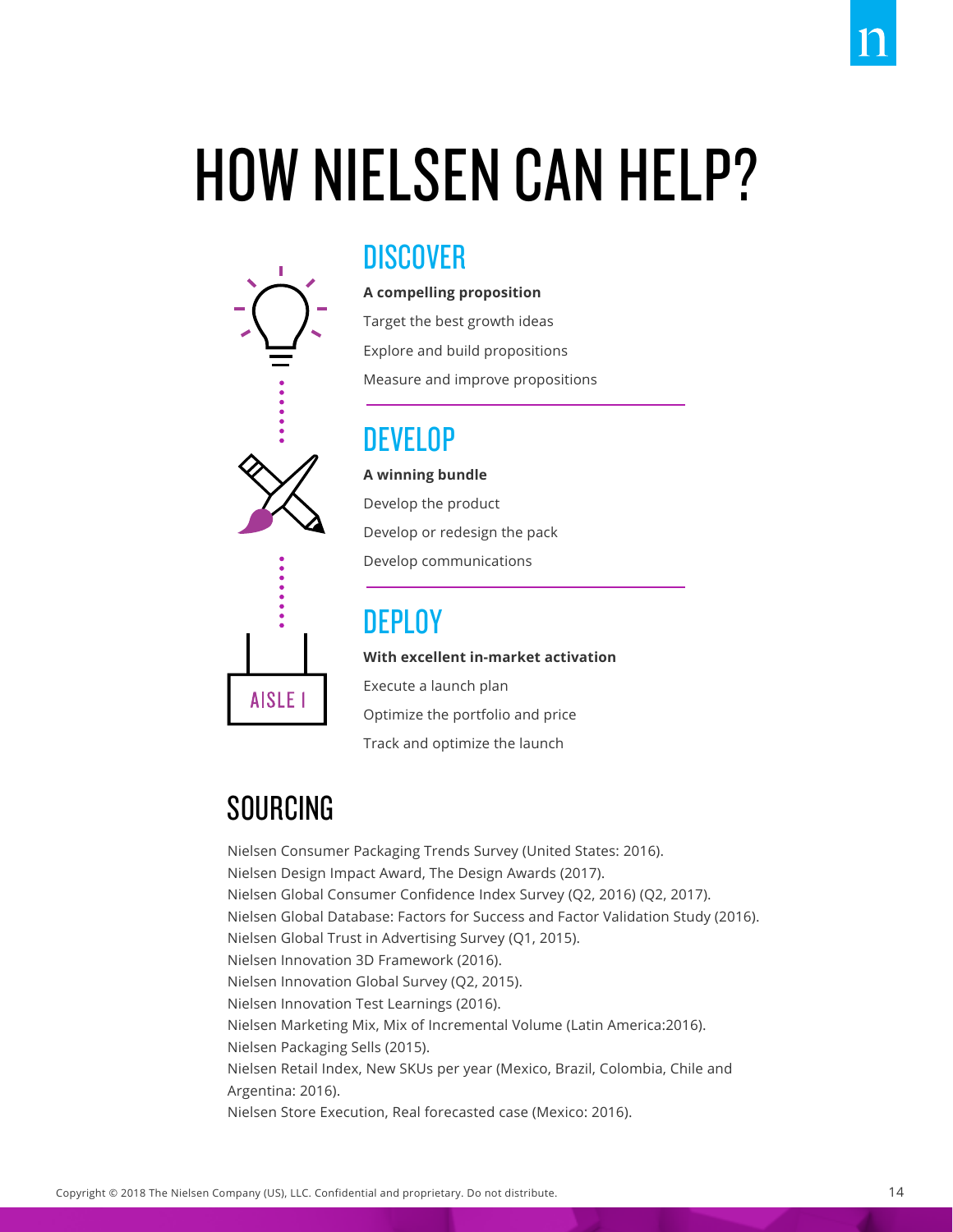# HOW NIELSEN CAN HELP?

## DISCOVER

**A compelling proposition**

Target the best growth ideas

Explore and build propositions

Measure and improve propositions

## DEVELOP

**A winning bundle**

Develop the product

Develop or redesign the pack

Develop communications

## DEPLOY

**With excellent in-market activation**

Execute a launch plan

Optimize the portfolio and price

Track and optimize the launch

## SOURCING

Nielsen Consumer Packaging Trends Survey (United States: 2016).
Nielsen Design Impact Award, The Design Awards (2017).
Nielsen Global Consumer Confidence Index Survey (Q2, 2016) (Q2, 2017).
Nielsen Global Database: Factors for Success and Factor Validation Study (2016).
Nielsen Global Trust in Advertising Survey (Q1, 2015).
Nielsen Innovation 3D Framework (2016).
Nielsen Innovation Global Survey (Q2, 2015).
Nielsen Innovation Test Learnings (2016).
Nielsen Marketing Mix, Mix of Incremental Volume (Latin America:2016).
Nielsen Packaging Sells (2015).
Nielsen Retail Index, New SKUs per year (Mexico, Brazil, Colombia, Chile and Argentina: 2016).
Nielsen Store Execution, Real forecasted case (Mexico: 2016).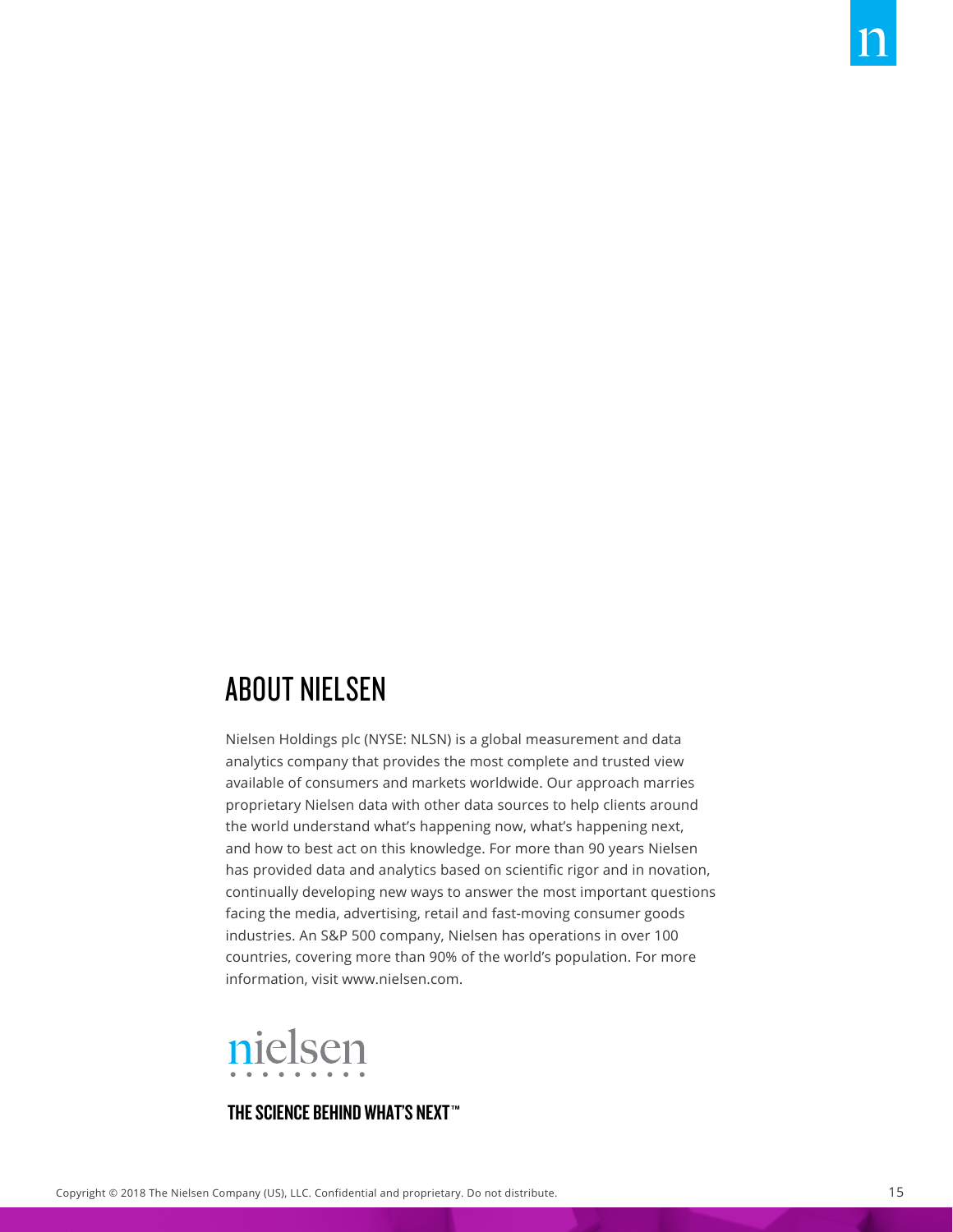## ABOUT NIELSEN

Nielsen Holdings plc (NYSE: NLSN) is a global measurement and data analytics company that provides the most complete and trusted view available of consumers and markets worldwide. Our approach marries proprietary Nielsen data with other data sources to help clients around the world understand what's happening now, what's happening next, and how to best act on this knowledge. For more than 90 years Nielsen has provided data and analytics based on scientific rigor and in novation, continually developing new ways to answer the most important questions facing the media, advertising, retail and fast-moving consumer goods industries. An S&P 500 company, Nielsen has operations in over 100 countries, covering more than 90% of the world's population. For more information, visit www.nielsen.com.

nielsen

THE SCIENCE BEHIND WHAT'S NEXT™

Copyright © 2018 The Nielsen Company (US), LLC. Confidential and proprietary. Do not distribute.